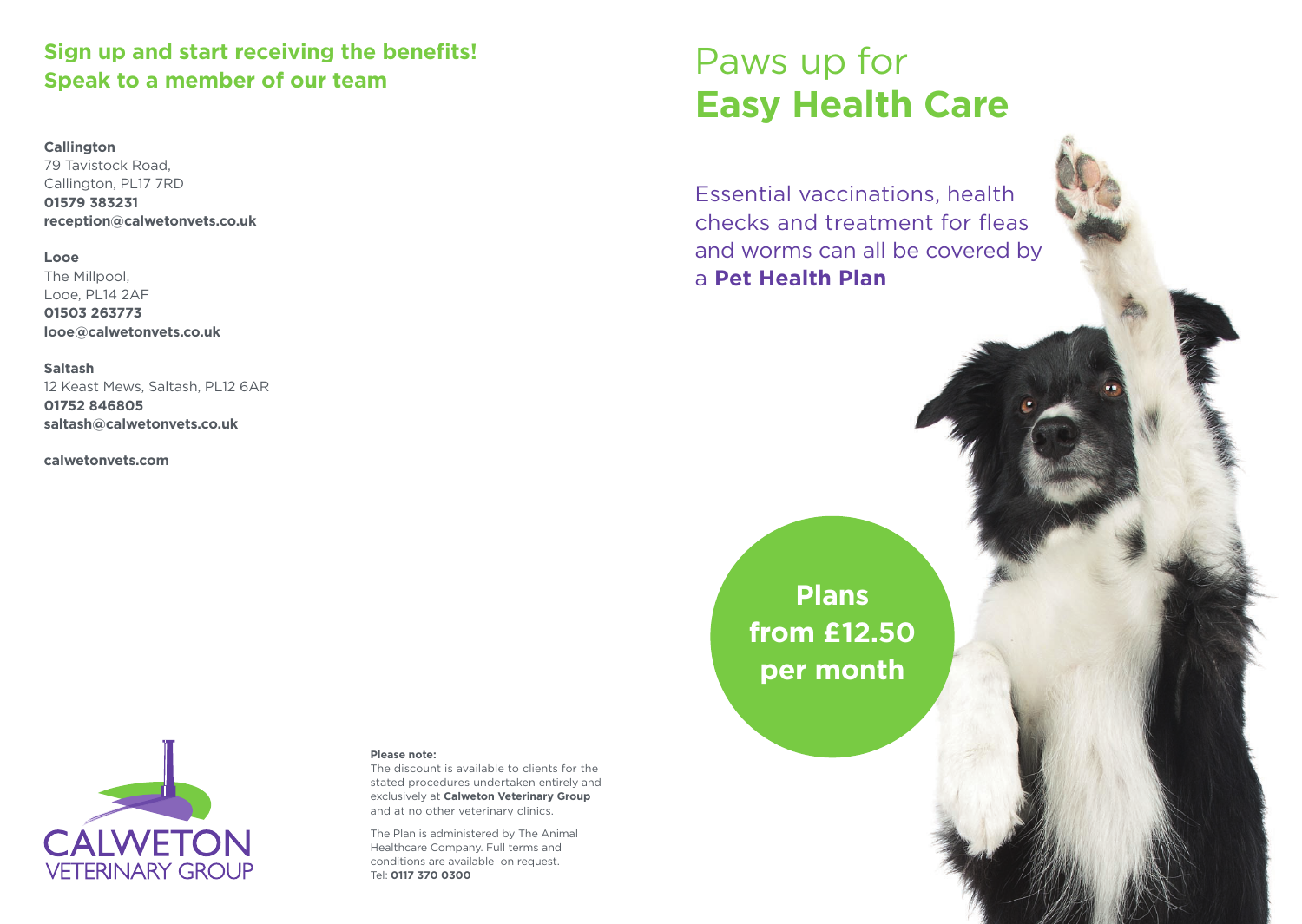## Sign up and start receiving the benefits! Speak to a member of our team

**Callington**
79 Tavistock Road,
Callington, PL17 7RD
**01579 383231**
**reception@calwetonvets.co.uk**

**Looe**
The Millpool,
Looe, PL14 2AF
**01503 263773**
**looe@calwetonvets.co.uk**

**Saltash**
12 Keast Mews, Saltash, PL12 6AR
**01752 846805**
**saltash@calwetonvets.co.uk**

**calwetonvets.com**

CALWETON
VETERINARY GROUP

**Please note:**
The discount is available to clients for the stated procedures undertaken entirely and exclusively at **Calweton Veterinary Group** and at no other veterinary clinics.

The Plan is administered by The Animal Healthcare Company. Full terms and conditions are available on request.
Tel: **0117 370 0300**

# Paws up for **Easy Health Care**

Essential vaccinations, health checks and treatment for fleas and worms can all be covered by a **Pet Health Plan**

**Plans from £12.50 per month**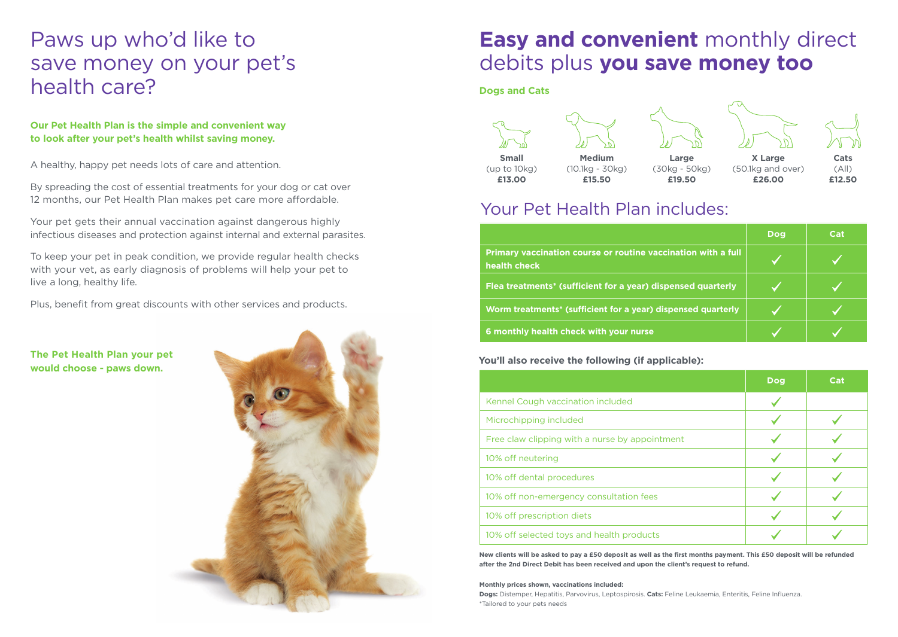# Paws up who'd like to save money on your pet's health care?

**Our Pet Health Plan is the simple and convenient way to look after your pet's health whilst saving money.**

A healthy, happy pet needs lots of care and attention.

By spreading the cost of essential treatments for your dog or cat over 12 months, our Pet Health Plan makes pet care more affordable.

Your pet gets their annual vaccination against dangerous highly infectious diseases and protection against internal and external parasites.

To keep your pet in peak condition, we provide regular health checks with your vet, as early diagnosis of problems will help your pet to live a long, healthy life.

Plus, benefit from great discounts with other services and products.

**The Pet Health Plan your pet would choose - paws down.**

# **Easy and convenient** monthly direct debits plus **you save money too**

**Dogs and Cats**

**Small**
(up to 10kg)
**£13.00**

**Medium**
(10.1kg - 30kg)
**£15.50**

**Large**
(30kg - 50kg)
**£19.50**

**X Large**
(50.1kg and over)
**£26.00**

**Cats**
(All)
**£12.50**

## Your Pet Health Plan includes:

| | Dog | Cat |
|---|---|---|
| **Primary vaccination course or routine vaccination with a full health check** | ✓ | ✓ |
| **Flea treatments* (sufficient for a year) dispensed quarterly** | ✓ | ✓ |
| **Worm treatments* (sufficient for a year) dispensed quarterly** | ✓ | ✓ |
| **6 monthly health check with your nurse** | ✓ | ✓ |

**You'll also receive the following (if applicable):**

| | Dog | Cat |
|---|---|---|
| Kennel Cough vaccination included | ✓ | |
| Microchipping included | ✓ | ✓ |
| Free claw clipping with a nurse by appointment | ✓ | ✓ |
| 10% off neutering | ✓ | ✓ |
| 10% off dental procedures | ✓ | ✓ |
| 10% off non-emergency consultation fees | ✓ | ✓ |
| 10% off prescription diets | ✓ | ✓ |
| 10% off selected toys and health products | ✓ | ✓ |

**New clients will be asked to pay a £50 deposit as well as the first months payment. This £50 deposit will be refunded after the 2nd Direct Debit has been received and upon the client's request to refund.**

**Monthly prices shown, vaccinations included:**
**Dogs:** Distemper, Hepatitis, Parvovirus, Leptospirosis. **Cats:** Feline Leukaemia, Enteritis, Feline Influenza.
*Tailored to your pets needs